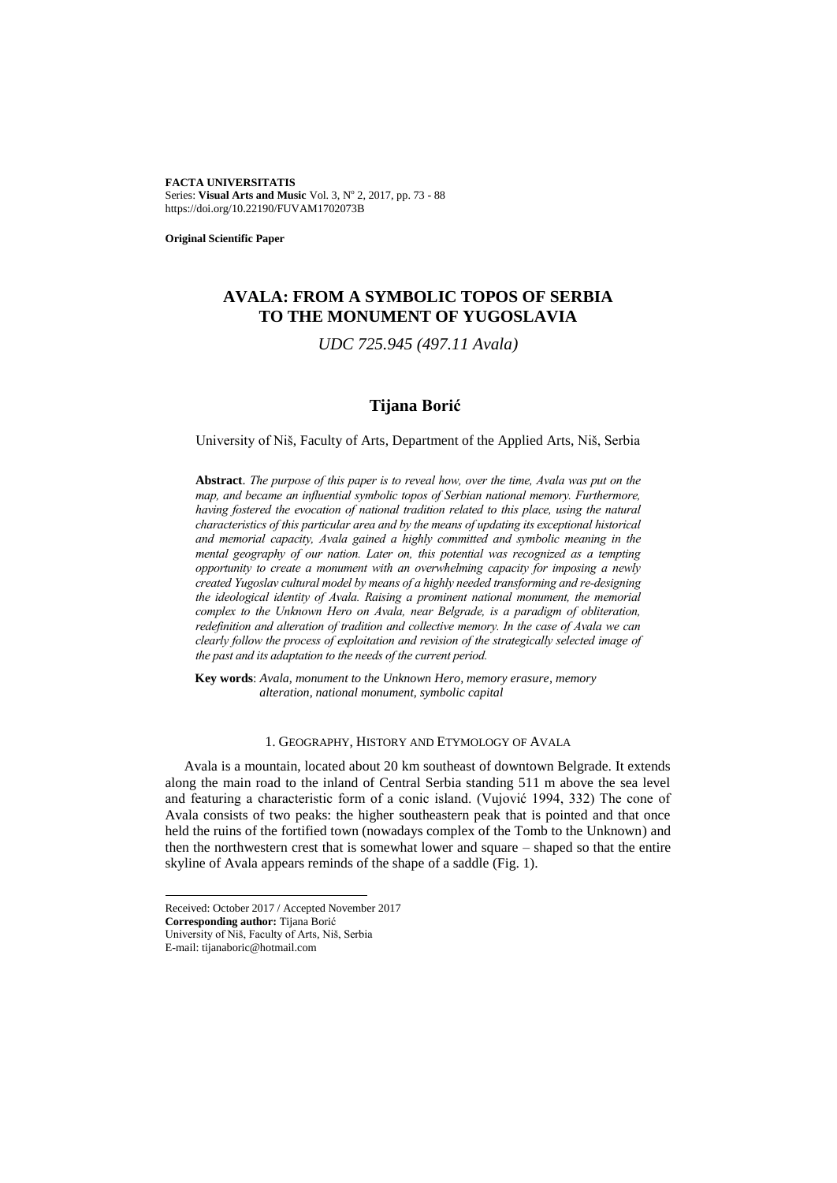**FACTA UNIVERSITATIS**
Series: **Visual Arts and Music** Vol. 3, Nº 2, 2017, pp. 73 - 88
https://doi.org/10.22190/FUVAM1702073B

**Original Scientific Paper**

# AVALA: FROM A SYMBOLIC TOPOS OF SERBIA TO THE MONUMENT OF YUGOSLAVIA

*UDC 725.945 (497.11 Avala)*

## Tijana Borić

University of Niš, Faculty of Arts, Department of the Applied Arts, Niš, Serbia

**Abstract**. *The purpose of this paper is to reveal how, over the time, Avala was put on the map, and became an influential symbolic topos of Serbian national memory. Furthermore, having fostered the evocation of national tradition related to this place, using the natural characteristics of this particular area and by the means of updating its exceptional historical and memorial capacity, Avala gained a highly committed and symbolic meaning in the mental geography of our nation. Later on, this potential was recognized as a tempting opportunity to create a monument with an overwhelming capacity for imposing a newly created Yugoslav cultural model by means of a highly needed transforming and re-designing the ideological identity of Avala. Raising a prominent national monument, the memorial complex to the Unknown Hero on Avala, near Belgrade, is a paradigm of obliteration, redefinition and alteration of tradition and collective memory. In the case of Avala we can clearly follow the process of exploitation and revision of the strategically selected image of the past and its adaptation to the needs of the current period.*

**Key words**: *Avala, monument to the Unknown Hero, memory erasure, memory alteration, national monument, symbolic capital*

### 1. Geography, History and Etymology of Avala

Avala is a mountain, located about 20 km southeast of downtown Belgrade. It extends along the main road to the inland of Central Serbia standing 511 m above the sea level and featuring a characteristic form of a conic island. (Vujović 1994, 332) The cone of Avala consists of two peaks: the higher southeastern peak that is pointed and that once held the ruins of the fortified town (nowadays complex of the Tomb to the Unknown) and then the northwestern crest that is somewhat lower and square – shaped so that the entire skyline of Avala appears reminds of the shape of a saddle (Fig. 1).

---

Received: October 2017 / Accepted November 2017
**Corresponding author:** Tijana Borić
University of Niš, Faculty of Arts, Niš, Serbia
E-mail: tijanaboric@hotmail.com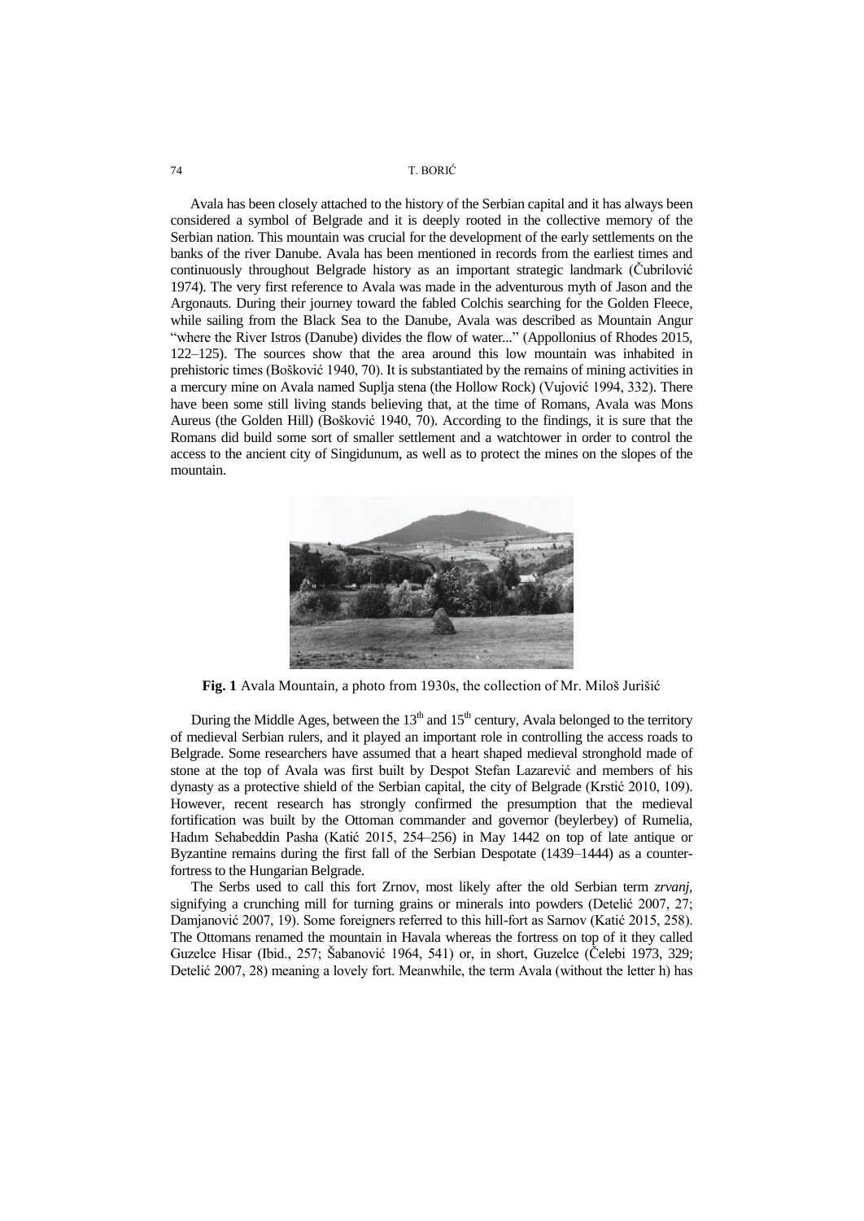Avala has been closely attached to the history of the Serbian capital and it has always been considered a symbol of Belgrade and it is deeply rooted in the collective memory of the Serbian nation. This mountain was crucial for the development of the early settlements on the banks of the river Danube. Avala has been mentioned in records from the earliest times and continuously throughout Belgrade history as an important strategic landmark (Čubrilović 1974). The very first reference to Avala was made in the adventurous myth of Jason and the Argonauts. During their journey toward the fabled Colchis searching for the Golden Fleece, while sailing from the Black Sea to the Danube, Avala was described as Mountain Angur "where the River Istros (Danube) divides the flow of water..." (Appollonius of Rhodes 2015, 122–125). The sources show that the area around this low mountain was inhabited in prehistoric times (Bošković 1940, 70). It is substantiated by the remains of mining activities in a mercury mine on Avala named Suplja stena (the Hollow Rock) (Vujović 1994, 332). There have been some still living stands believing that, at the time of Romans, Avala was Mons Aureus (the Golden Hill) (Bošković 1940, 70). According to the findings, it is sure that the Romans did build some sort of smaller settlement and a watchtower in order to control the access to the ancient city of Singidunum, as well as to protect the mines on the slopes of the mountain.

**Fig. 1** Avala Mountain, a photo from 1930s, the collection of Mr. Miloš Jurišić

During the Middle Ages, between the 13th and 15th century, Avala belonged to the territory of medieval Serbian rulers, and it played an important role in controlling the access roads to Belgrade. Some researchers have assumed that a heart shaped medieval stronghold made of stone at the top of Avala was first built by Despot Stefan Lazarević and members of his dynasty as a protective shield of the Serbian capital, the city of Belgrade (Krstić 2010, 109). However, recent research has strongly confirmed the presumption that the medieval fortification was built by the Ottoman commander and governor (beylerbey) of Rumelia, Hadım Sehabeddin Pasha (Katić 2015, 254–256) in May 1442 on top of late antique or Byzantine remains during the first fall of the Serbian Despotate (1439–1444) as a counter-fortress to the Hungarian Belgrade.

The Serbs used to call this fort Zrnov, most likely after the old Serbian term *zrvanj*, signifying a crunching mill for turning grains or minerals into powders (Detelić 2007, 27; Damjanović 2007, 19). Some foreigners referred to this hill-fort as Sarnov (Katić 2015, 258). The Ottomans renamed the mountain in Havala whereas the fortress on top of it they called Guzelce Hisar (Ibid., 257; Šabanović 1964, 541) or, in short, Guzelce (Čelebi 1973, 329; Detelić 2007, 28) meaning a lovely fort. Meanwhile, the term Avala (without the letter h) has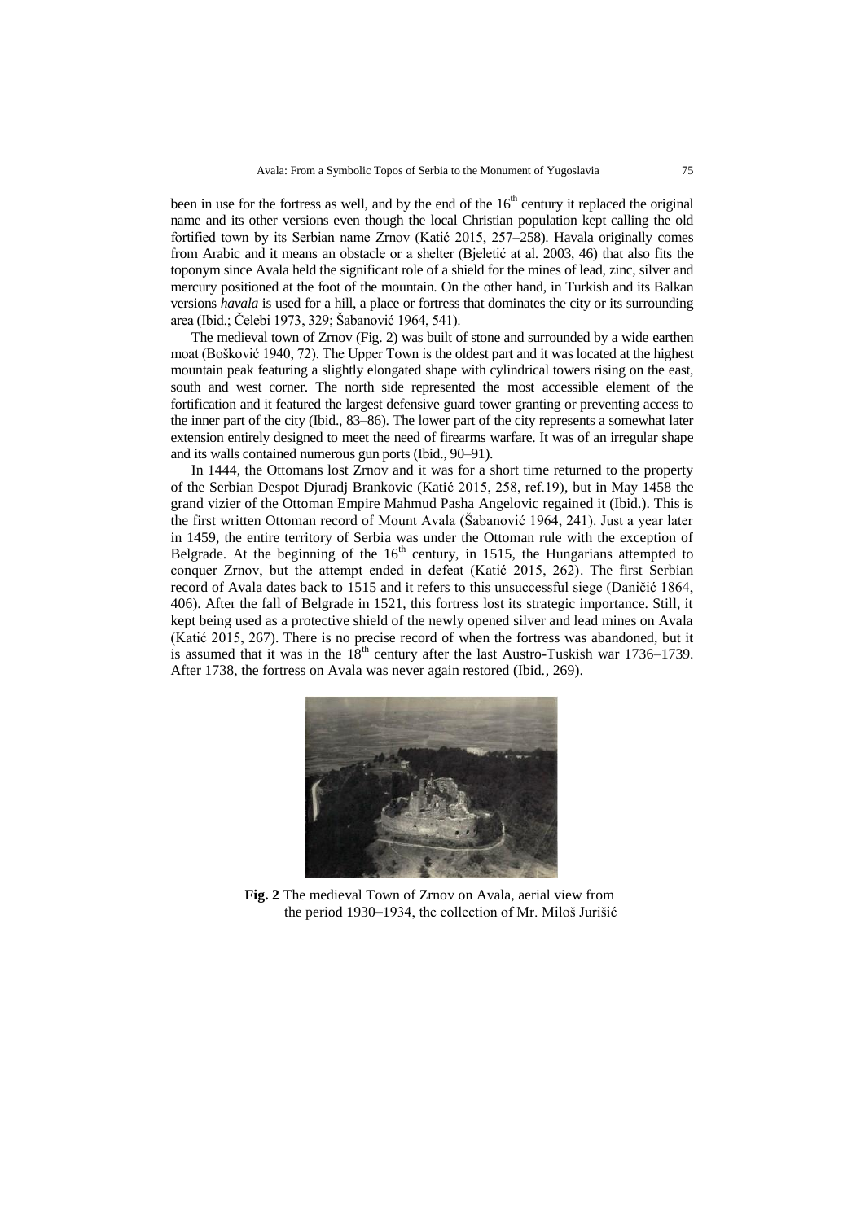been in use for the fortress as well, and by the end of the 16th century it replaced the original name and its other versions even though the local Christian population kept calling the old fortified town by its Serbian name Zrnov (Katić 2015, 257–258). Havala originally comes from Arabic and it means an obstacle or a shelter (Bjeletić at al. 2003, 46) that also fits the toponym since Avala held the significant role of a shield for the mines of lead, zinc, silver and mercury positioned at the foot of the mountain. On the other hand, in Turkish and its Balkan versions *havala* is used for a hill, a place or fortress that dominates the city or its surrounding area (Ibid.; Čelebi 1973, 329; Šabanović 1964, 541).

The medieval town of Zrnov (Fig. 2) was built of stone and surrounded by a wide earthen moat (Bošković 1940, 72). The Upper Town is the oldest part and it was located at the highest mountain peak featuring a slightly elongated shape with cylindrical towers rising on the east, south and west corner. The north side represented the most accessible element of the fortification and it featured the largest defensive guard tower granting or preventing access to the inner part of the city (Ibid., 83–86). The lower part of the city represents a somewhat later extension entirely designed to meet the need of firearms warfare. It was of an irregular shape and its walls contained numerous gun ports (Ibid., 90–91).

In 1444, the Ottomans lost Zrnov and it was for a short time returned to the property of the Serbian Despot Djuradj Brankovic (Katić 2015, 258, ref.19), but in May 1458 the grand vizier of the Ottoman Empire Mahmud Pasha Angelovic regained it (Ibid.). This is the first written Ottoman record of Mount Avala (Šabanović 1964, 241). Just a year later in 1459, the entire territory of Serbia was under the Ottoman rule with the exception of Belgrade. At the beginning of the 16th century, in 1515, the Hungarians attempted to conquer Zrnov, but the attempt ended in defeat (Katić 2015, 262). The first Serbian record of Avala dates back to 1515 and it refers to this unsuccessful siege (Daničić 1864, 406). After the fall of Belgrade in 1521, this fortress lost its strategic importance. Still, it kept being used as a protective shield of the newly opened silver and lead mines on Avala (Katić 2015, 267). There is no precise record of when the fortress was abandoned, but it is assumed that it was in the 18th century after the last Austro-Tuskish war 1736–1739. After 1738, the fortress on Avala was never again restored (Ibid., 269).

**Fig. 2** The medieval Town of Zrnov on Avala, aerial view from the period 1930–1934, the collection of Mr. Miloš Jurišić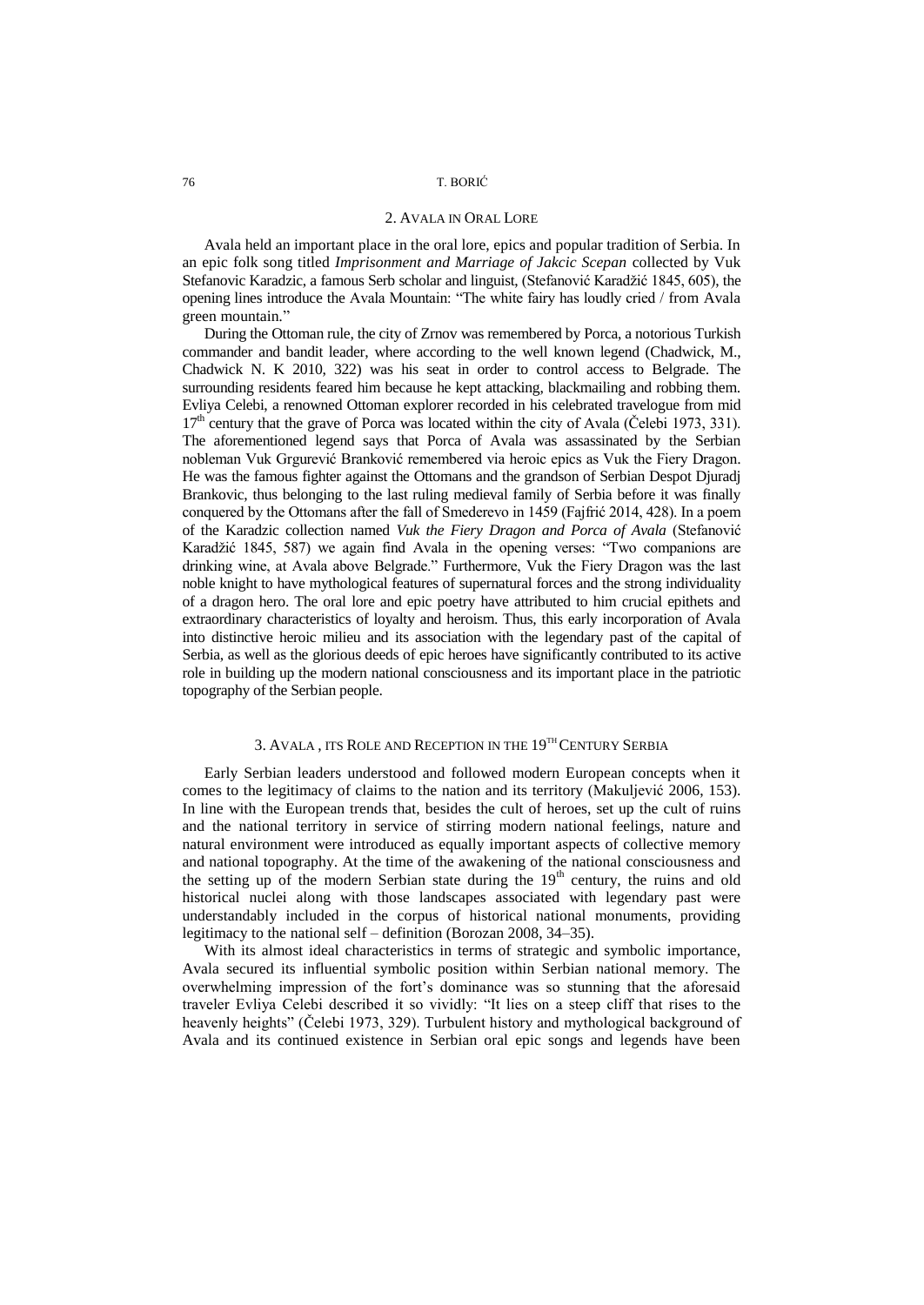## 2. Avala in Oral Lore

Avala held an important place in the oral lore, epics and popular tradition of Serbia. In an epic folk song titled *Imprisonment and Marriage of Jakcic Scepan* collected by Vuk Stefanovic Karadzic, a famous Serb scholar and linguist, (Stefanović Karadžić 1845, 605), the opening lines introduce the Avala Mountain: "The white fairy has loudly cried / from Avala green mountain."

During the Ottoman rule, the city of Zrnov was remembered by Porca, a notorious Turkish commander and bandit leader, where according to the well known legend (Chadwick, M., Chadwick N. K 2010, 322) was his seat in order to control access to Belgrade. The surrounding residents feared him because he kept attacking, blackmailing and robbing them. Evliya Celebi, a renowned Ottoman explorer recorded in his celebrated travelogue from mid 17th century that the grave of Porca was located within the city of Avala (Čelebi 1973, 331). The aforementioned legend says that Porca of Avala was assassinated by the Serbian nobleman Vuk Grgurević Branković remembered via heroic epics as Vuk the Fiery Dragon. He was the famous fighter against the Ottomans and the grandson of Serbian Despot Djuradj Brankovic, thus belonging to the last ruling medieval family of Serbia before it was finally conquered by the Ottomans after the fall of Smederevo in 1459 (Fajfrić 2014, 428). In a poem of the Karadzic collection named *Vuk the Fiery Dragon and Porca of Avala* (Stefanović Karadžić 1845, 587) we again find Avala in the opening verses: "Two companions are drinking wine, at Avala above Belgrade." Furthermore, Vuk the Fiery Dragon was the last noble knight to have mythological features of supernatural forces and the strong individuality of a dragon hero. The oral lore and epic poetry have attributed to him crucial epithets and extraordinary characteristics of loyalty and heroism. Thus, this early incorporation of Avala into distinctive heroic milieu and its association with the legendary past of the capital of Serbia, as well as the glorious deeds of epic heroes have significantly contributed to its active role in building up the modern national consciousness and its important place in the patriotic topography of the Serbian people.

## 3. Avala, its Role and Reception in the 19th Century Serbia

Early Serbian leaders understood and followed modern European concepts when it comes to the legitimacy of claims to the nation and its territory (Makuljević 2006, 153). In line with the European trends that, besides the cult of heroes, set up the cult of ruins and the national territory in service of stirring modern national feelings, nature and natural environment were introduced as equally important aspects of collective memory and national topography. At the time of the awakening of the national consciousness and the setting up of the modern Serbian state during the 19th century, the ruins and old historical nuclei along with those landscapes associated with legendary past were understandably included in the corpus of historical national monuments, providing legitimacy to the national self – definition (Borozan 2008, 34–35).

With its almost ideal characteristics in terms of strategic and symbolic importance, Avala secured its influential symbolic position within Serbian national memory. The overwhelming impression of the fort's dominance was so stunning that the aforesaid traveler Evliya Celebi described it so vividly: "It lies on a steep cliff that rises to the heavenly heights" (Čelebi 1973, 329). Turbulent history and mythological background of Avala and its continued existence in Serbian oral epic songs and legends have been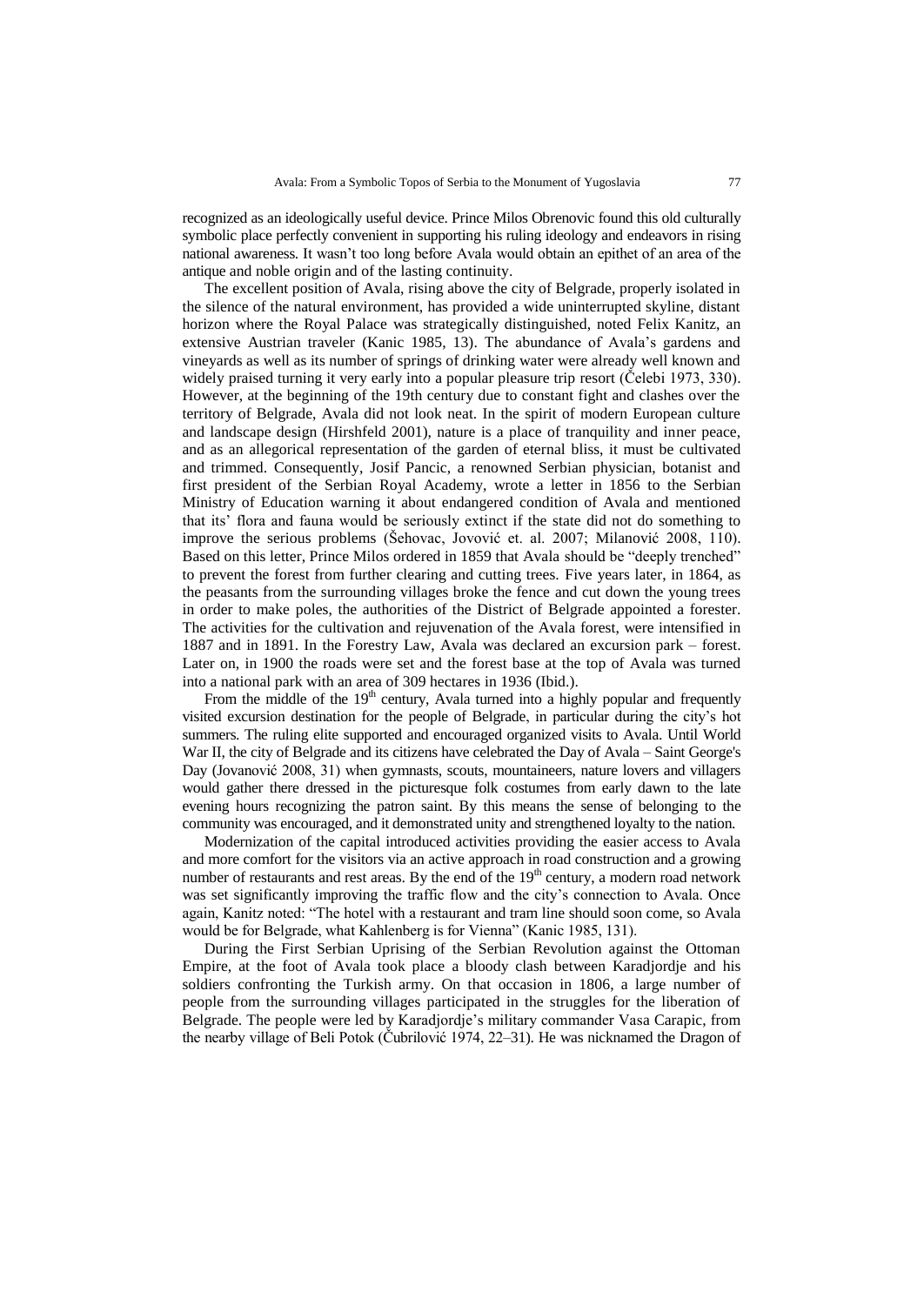recognized as an ideologically useful device. Prince Milos Obrenovic found this old culturally symbolic place perfectly convenient in supporting his ruling ideology and endeavors in rising national awareness. It wasn't too long before Avala would obtain an epithet of an area of the antique and noble origin and of the lasting continuity.

The excellent position of Avala, rising above the city of Belgrade, properly isolated in the silence of the natural environment, has provided a wide uninterrupted skyline, distant horizon where the Royal Palace was strategically distinguished, noted Felix Kanitz, an extensive Austrian traveler (Kanic 1985, 13). The abundance of Avala's gardens and vineyards as well as its number of springs of drinking water were already well known and widely praised turning it very early into a popular pleasure trip resort (Čelebi 1973, 330). However, at the beginning of the 19th century due to constant fight and clashes over the territory of Belgrade, Avala did not look neat. In the spirit of modern European culture and landscape design (Hirshfeld 2001), nature is a place of tranquility and inner peace, and as an allegorical representation of the garden of eternal bliss, it must be cultivated and trimmed. Consequently, Josif Pancic, a renowned Serbian physician, botanist and first president of the Serbian Royal Academy, wrote a letter in 1856 to the Serbian Ministry of Education warning it about endangered condition of Avala and mentioned that its' flora and fauna would be seriously extinct if the state did not do something to improve the serious problems (Šehovac, Jovović et. al. 2007; Milanović 2008, 110). Based on this letter, Prince Milos ordered in 1859 that Avala should be "deeply trenched" to prevent the forest from further clearing and cutting trees. Five years later, in 1864, as the peasants from the surrounding villages broke the fence and cut down the young trees in order to make poles, the authorities of the District of Belgrade appointed a forester. The activities for the cultivation and rejuvenation of the Avala forest, were intensified in 1887 and in 1891. In the Forestry Law, Avala was declared an excursion park – forest. Later on, in 1900 the roads were set and the forest base at the top of Avala was turned into a national park with an area of 309 hectares in 1936 (Ibid.).

From the middle of the 19th century, Avala turned into a highly popular and frequently visited excursion destination for the people of Belgrade, in particular during the city's hot summers. The ruling elite supported and encouraged organized visits to Avala. Until World War II, the city of Belgrade and its citizens have celebrated the Day of Avala – Saint George's Day (Jovanović 2008, 31) when gymnasts, scouts, mountaineers, nature lovers and villagers would gather there dressed in the picturesque folk costumes from early dawn to the late evening hours recognizing the patron saint. By this means the sense of belonging to the community was encouraged, and it demonstrated unity and strengthened loyalty to the nation.

Modernization of the capital introduced activities providing the easier access to Avala and more comfort for the visitors via an active approach in road construction and a growing number of restaurants and rest areas. By the end of the 19th century, a modern road network was set significantly improving the traffic flow and the city's connection to Avala. Once again, Kanitz noted: "The hotel with a restaurant and tram line should soon come, so Avala would be for Belgrade, what Kahlenberg is for Vienna" (Kanic 1985, 131).

During the First Serbian Uprising of the Serbian Revolution against the Ottoman Empire, at the foot of Avala took place a bloody clash between Karadjordje and his soldiers confronting the Turkish army. On that occasion in 1806, a large number of people from the surrounding villages participated in the struggles for the liberation of Belgrade. The people were led by Karadjordje's military commander Vasa Carapic, from the nearby village of Beli Potok (Čubrilović 1974, 22–31). He was nicknamed the Dragon of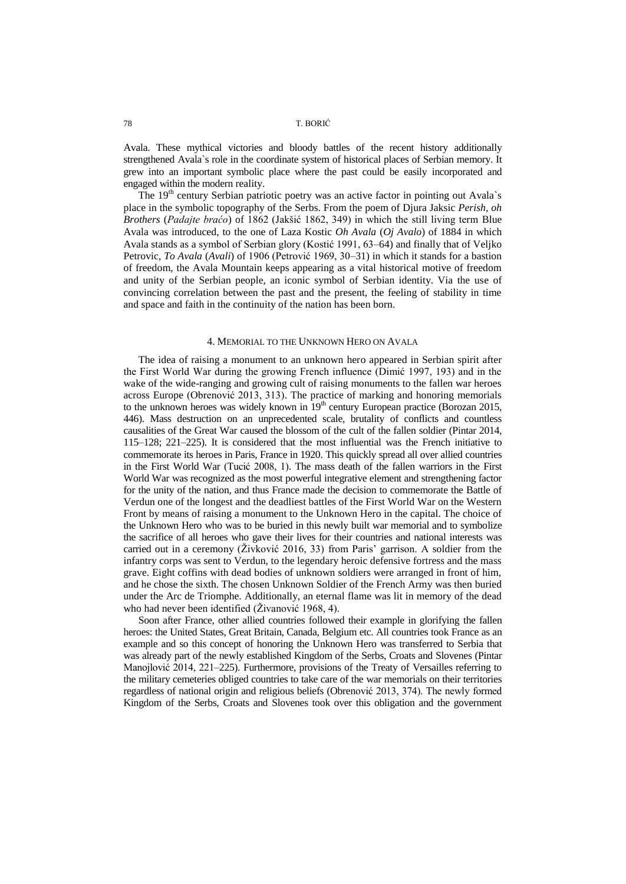Avala. These mythical victories and bloody battles of the recent history additionally strengthened Avala`s role in the coordinate system of historical places of Serbian memory. It grew into an important symbolic place where the past could be easily incorporated and engaged within the modern reality.

The 19th century Serbian patriotic poetry was an active factor in pointing out Avala`s place in the symbolic topography of the Serbs. From the poem of Djura Jaksic *Perish, oh Brothers* (*Padajte braćo*) of 1862 (Jakšić 1862, 349) in which the still living term Blue Avala was introduced, to the one of Laza Kostic *Oh Avala* (*Oj Avalo*) of 1884 in which Avala stands as a symbol of Serbian glory (Kostić 1991, 63–64) and finally that of Veljko Petrovic, *To Avala* (*Avali*) of 1906 (Petrović 1969, 30–31) in which it stands for a bastion of freedom, the Avala Mountain keeps appearing as a vital historical motive of freedom and unity of the Serbian people, an iconic symbol of Serbian identity. Via the use of convincing correlation between the past and the present, the feeling of stability in time and space and faith in the continuity of the nation has been born.

## 4. MEMORIAL TO THE UNKNOWN HERO ON AVALA

The idea of raising a monument to an unknown hero appeared in Serbian spirit after the First World War during the growing French influence (Dimić 1997, 193) and in the wake of the wide-ranging and growing cult of raising monuments to the fallen war heroes across Europe (Obrenović 2013, 313). The practice of marking and honoring memorials to the unknown heroes was widely known in 19th century European practice (Borozan 2015, 446). Mass destruction on an unprecedented scale, brutality of conflicts and countless causalities of the Great War caused the blossom of the cult of the fallen soldier (Pintar 2014, 115–128; 221–225). It is considered that the most influential was the French initiative to commemorate its heroes in Paris, France in 1920. This quickly spread all over allied countries in the First World War (Tucić 2008, 1). The mass death of the fallen warriors in the First World War was recognized as the most powerful integrative element and strengthening factor for the unity of the nation, and thus France made the decision to commemorate the Battle of Verdun one of the longest and the deadliest battles of the First World War on the Western Front by means of raising a monument to the Unknown Hero in the capital. The choice of the Unknown Hero who was to be buried in this newly built war memorial and to symbolize the sacrifice of all heroes who gave their lives for their countries and national interests was carried out in a ceremony (Živković 2016, 33) from Paris' garrison. A soldier from the infantry corps was sent to Verdun, to the legendary heroic defensive fortress and the mass grave. Eight coffins with dead bodies of unknown soldiers were arranged in front of him, and he chose the sixth. The chosen Unknown Soldier of the French Army was then buried under the Arc de Triomphe. Additionally, an eternal flame was lit in memory of the dead who had never been identified (Živanović 1968, 4).

Soon after France, other allied countries followed their example in glorifying the fallen heroes: the United States, Great Britain, Canada, Belgium etc. All countries took France as an example and so this concept of honoring the Unknown Hero was transferred to Serbia that was already part of the newly established Kingdom of the Serbs, Croats and Slovenes (Pintar Manojlović 2014, 221–225). Furthermore, provisions of the Treaty of Versailles referring to the military cemeteries obliged countries to take care of the war memorials on their territories regardless of national origin and religious beliefs (Obrenović 2013, 374). The newly formed Kingdom of the Serbs, Croats and Slovenes took over this obligation and the government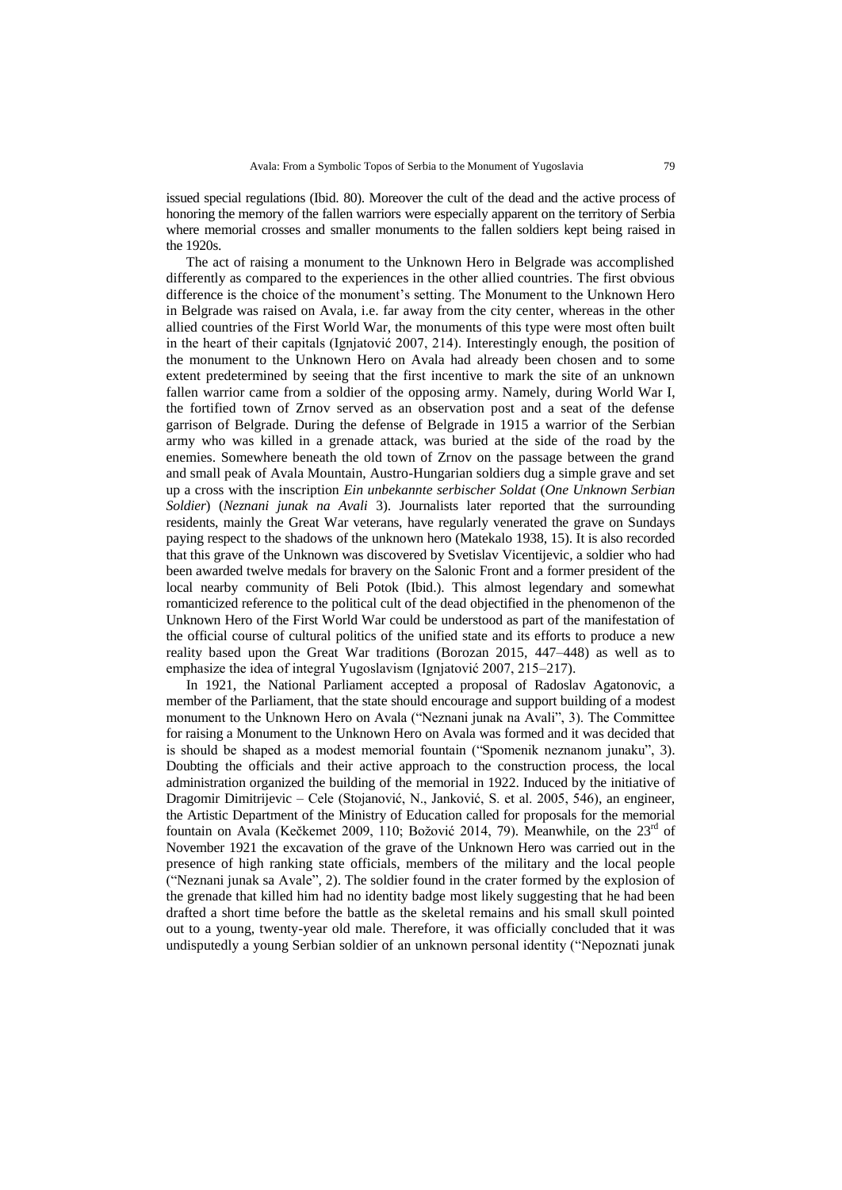issued special regulations (Ibid. 80). Moreover the cult of the dead and the active process of honoring the memory of the fallen warriors were especially apparent on the territory of Serbia where memorial crosses and smaller monuments to the fallen soldiers kept being raised in the 1920s.

The act of raising a monument to the Unknown Hero in Belgrade was accomplished differently as compared to the experiences in the other allied countries. The first obvious difference is the choice of the monument's setting. The Monument to the Unknown Hero in Belgrade was raised on Avala, i.e. far away from the city center, whereas in the other allied countries of the First World War, the monuments of this type were most often built in the heart of their capitals (Ignjatović 2007, 214). Interestingly enough, the position of the monument to the Unknown Hero on Avala had already been chosen and to some extent predetermined by seeing that the first incentive to mark the site of an unknown fallen warrior came from a soldier of the opposing army. Namely, during World War I, the fortified town of Zrnov served as an observation post and a seat of the defense garrison of Belgrade. During the defense of Belgrade in 1915 a warrior of the Serbian army who was killed in a grenade attack, was buried at the side of the road by the enemies. Somewhere beneath the old town of Zrnov on the passage between the grand and small peak of Avala Mountain, Austro-Hungarian soldiers dug a simple grave and set up a cross with the inscription *Ein unbekannte serbischer Soldat* (*One Unknown Serbian Soldier*) (*Neznani junak na Avali* 3). Journalists later reported that the surrounding residents, mainly the Great War veterans, have regularly venerated the grave on Sundays paying respect to the shadows of the unknown hero (Matekalo 1938, 15). It is also recorded that this grave of the Unknown was discovered by Svetislav Vicentijevic, a soldier who had been awarded twelve medals for bravery on the Salonic Front and a former president of the local nearby community of Beli Potok (Ibid.). This almost legendary and somewhat romanticized reference to the political cult of the dead objectified in the phenomenon of the Unknown Hero of the First World War could be understood as part of the manifestation of the official course of cultural politics of the unified state and its efforts to produce a new reality based upon the Great War traditions (Borozan 2015, 447–448) as well as to emphasize the idea of integral Yugoslavism (Ignjatović 2007, 215–217).

In 1921, the National Parliament accepted a proposal of Radoslav Agatonovic, a member of the Parliament, that the state should encourage and support building of a modest monument to the Unknown Hero on Avala ("Neznani junak na Avali", 3). The Committee for raising a Monument to the Unknown Hero on Avala was formed and it was decided that is should be shaped as a modest memorial fountain ("Spomenik neznanom junaku", 3). Doubting the officials and their active approach to the construction process, the local administration organized the building of the memorial in 1922. Induced by the initiative of Dragomir Dimitrijevic – Cele (Stojanović, N., Janković, S. et al. 2005, 546), an engineer, the Artistic Department of the Ministry of Education called for proposals for the memorial fountain on Avala (Kečkemet 2009, 110; Božović 2014, 79). Meanwhile, on the 23rd of November 1921 the excavation of the grave of the Unknown Hero was carried out in the presence of high ranking state officials, members of the military and the local people ("Neznani junak sa Avale", 2). The soldier found in the crater formed by the explosion of the grenade that killed him had no identity badge most likely suggesting that he had been drafted a short time before the battle as the skeletal remains and his small skull pointed out to a young, twenty-year old male. Therefore, it was officially concluded that it was undisputedly a young Serbian soldier of an unknown personal identity ("Nepoznati junak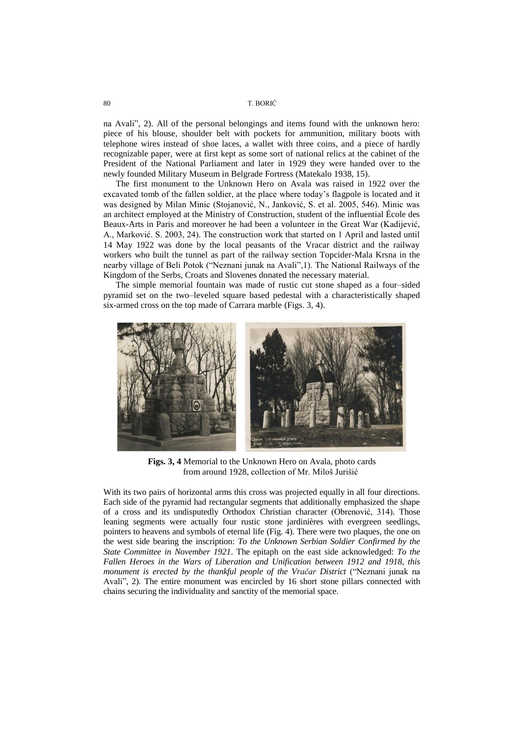na Avali", 2). All of the personal belongings and items found with the unknown hero: piece of his blouse, shoulder belt with pockets for ammunition, military boots with telephone wires instead of shoe laces, a wallet with three coins, and a piece of hardly recognizable paper, were at first kept as some sort of national relics at the cabinet of the President of the National Parliament and later in 1929 they were handed over to the newly founded Military Museum in Belgrade Fortress (Matekalo 1938, 15).

The first monument to the Unknown Hero on Avala was raised in 1922 over the excavated tomb of the fallen soldier, at the place where today's flagpole is located and it was designed by Milan Minic (Stojanović, N., Janković, S. et al. 2005, 546). Minic was an architect employed at the Ministry of Construction, student of the influential École des Beaux-Arts in Paris and moreover he had been a volunteer in the Great War (Kadijević, A., Marković. S. 2003, 24). The construction work that started on 1 April and lasted until 14 May 1922 was done by the local peasants of the Vracar district and the railway workers who built the tunnel as part of the railway section Topcider-Mala Krsna in the nearby village of Beli Potok ("Neznani junak na Avali",1). The National Railways of the Kingdom of the Serbs, Croats and Slovenes donated the necessary material.

The simple memorial fountain was made of rustic cut stone shaped as a four–sided pyramid set on the two–leveled square based pedestal with a characteristically shaped six-armed cross on the top made of Carrara marble (Figs. 3, 4).

**Figs. 3, 4** Memorial to the Unknown Hero on Avala, photo cards from around 1928, collection of Mr. Miloš Jurišić

With its two pairs of horizontal arms this cross was projected equally in all four directions. Each side of the pyramid had rectangular segments that additionally emphasized the shape of a cross and its undisputedly Orthodox Christian character (Obrenović, 314). Those leaning segments were actually four rustic stone jardinières with evergreen seedlings, pointers to heavens and symbols of eternal life (Fig. 4). There were two plaques, the one on the west side bearing the inscription: *To the Unknown Serbian Soldier Confirmed by the State Committee in November 1921*. The epitaph on the east side acknowledged: *To the Fallen Heroes in the Wars of Liberation and Unification between 1912 and 1918, this monument is erected by the thankful people of the Vračar District* ("Neznani junak na Avali", 2). The entire monument was encircled by 16 short stone pillars connected with chains securing the individuality and sanctity of the memorial space.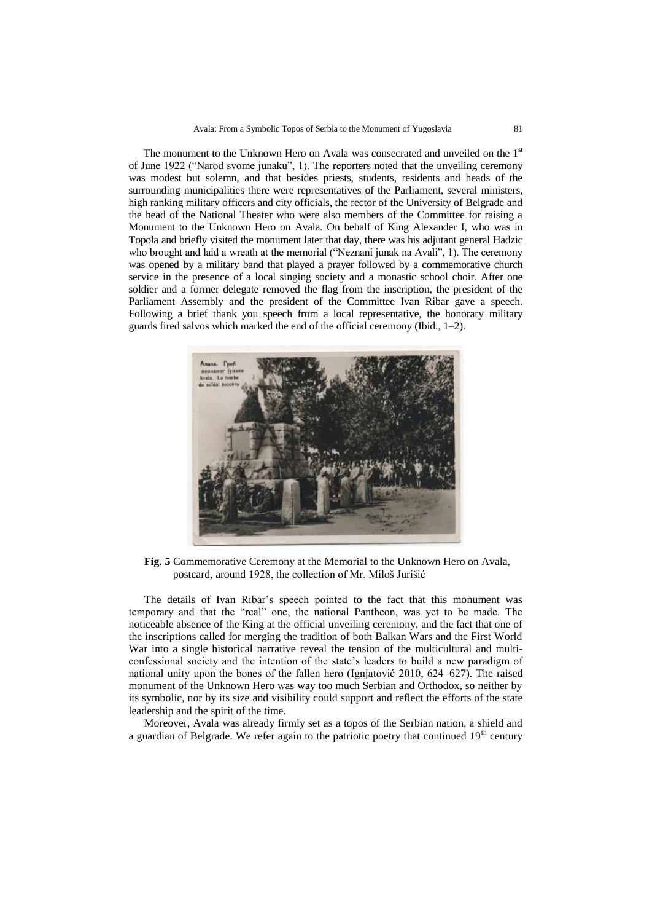The monument to the Unknown Hero on Avala was consecrated and unveiled on the 1st of June 1922 ("Narod svome junaku", 1). The reporters noted that the unveiling ceremony was modest but solemn, and that besides priests, students, residents and heads of the surrounding municipalities there were representatives of the Parliament, several ministers, high ranking military officers and city officials, the rector of the University of Belgrade and the head of the National Theater who were also members of the Committee for raising a Monument to the Unknown Hero on Avala. On behalf of King Alexander I, who was in Topola and briefly visited the monument later that day, there was his adjutant general Hadzic who brought and laid a wreath at the memorial ("Neznani junak na Avali", 1). The ceremony was opened by a military band that played a prayer followed by a commemorative church service in the presence of a local singing society and a monastic school choir. After one soldier and a former delegate removed the flag from the inscription, the president of the Parliament Assembly and the president of the Committee Ivan Ribar gave a speech. Following a brief thank you speech from a local representative, the honorary military guards fired salvos which marked the end of the official ceremony (Ibid., 1–2).

**Fig. 5** Commemorative Ceremony at the Memorial to the Unknown Hero on Avala, postcard, around 1928, the collection of Mr. Miloš Jurišić

The details of Ivan Ribar's speech pointed to the fact that this monument was temporary and that the "real" one, the national Pantheon, was yet to be made. The noticeable absence of the King at the official unveiling ceremony, and the fact that one of the inscriptions called for merging the tradition of both Balkan Wars and the First World War into a single historical narrative reveal the tension of the multicultural and multi-confessional society and the intention of the state's leaders to build a new paradigm of national unity upon the bones of the fallen hero (Ignjatović 2010, 624–627). The raised monument of the Unknown Hero was way too much Serbian and Orthodox, so neither by its symbolic, nor by its size and visibility could support and reflect the efforts of the state leadership and the spirit of the time.

Moreover, Avala was already firmly set as a topos of the Serbian nation, a shield and a guardian of Belgrade. We refer again to the patriotic poetry that continued 19th century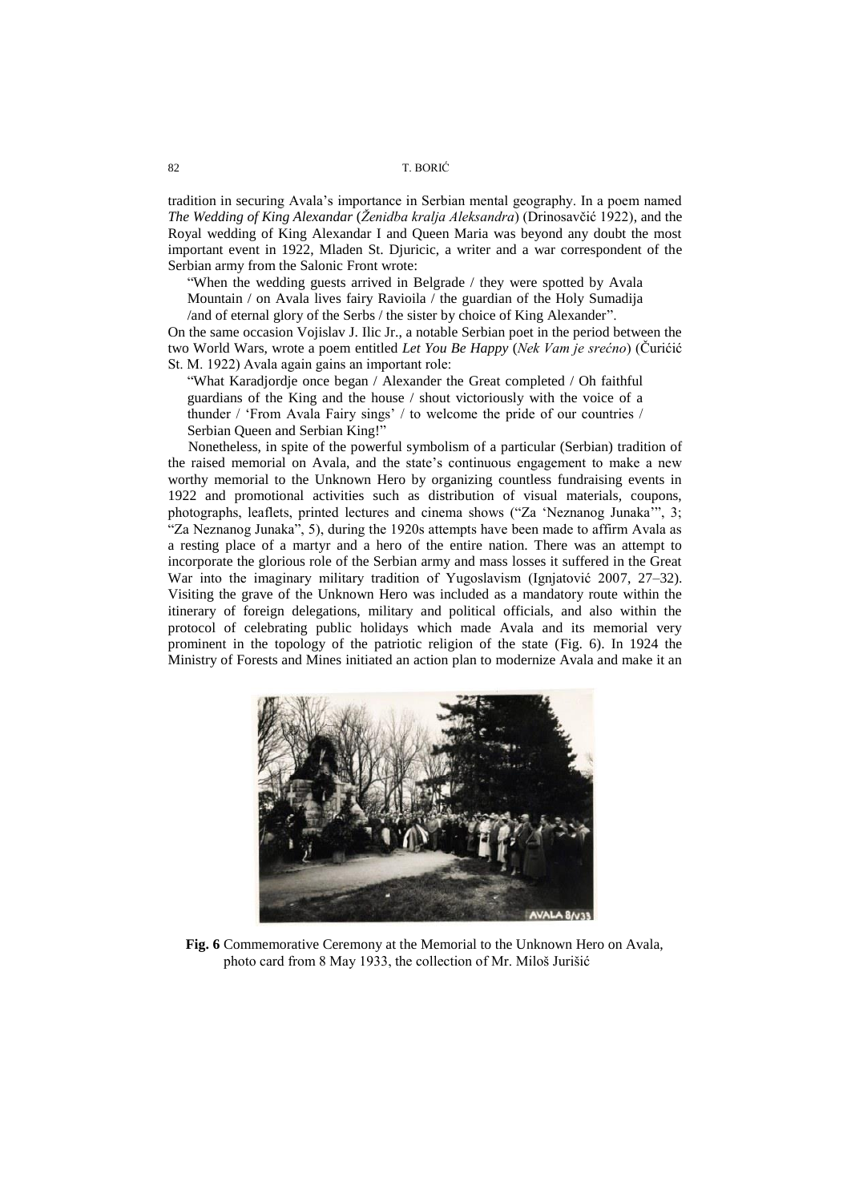tradition in securing Avala's importance in Serbian mental geography. In a poem named *The Wedding of King Alexandar* (*Ženidba kralja Aleksandra*) (Drinosavčić 1922), and the Royal wedding of King Alexandar I and Queen Maria was beyond any doubt the most important event in 1922, Mladen St. Djuricic, a writer and a war correspondent of the Serbian army from the Salonic Front wrote:

> "When the wedding guests arrived in Belgrade / they were spotted by Avala Mountain / on Avala lives fairy Ravioila / the guardian of the Holy Sumadija /and of eternal glory of the Serbs / the sister by choice of King Alexander".

On the same occasion Vojislav J. Ilic Jr., a notable Serbian poet in the period between the two World Wars, wrote a poem entitled *Let You Be Happy* (*Nek Vam je srećno*) (Čurićić St. M. 1922) Avala again gains an important role:

> "What Karadjordje once began / Alexander the Great completed / Oh faithful guardians of the King and the house / shout victoriously with the voice of a thunder / 'From Avala Fairy sings' / to welcome the pride of our countries / Serbian Queen and Serbian King!"

Nonetheless, in spite of the powerful symbolism of a particular (Serbian) tradition of the raised memorial on Avala, and the state's continuous engagement to make a new worthy memorial to the Unknown Hero by organizing countless fundraising events in 1922 and promotional activities such as distribution of visual materials, coupons, photographs, leaflets, printed lectures and cinema shows ("Za 'Neznanog Junaka'", 3; "Za Neznanog Junaka", 5), during the 1920s attempts have been made to affirm Avala as a resting place of a martyr and a hero of the entire nation. There was an attempt to incorporate the glorious role of the Serbian army and mass losses it suffered in the Great War into the imaginary military tradition of Yugoslavism (Ignjatović 2007, 27–32). Visiting the grave of the Unknown Hero was included as a mandatory route within the itinerary of foreign delegations, military and political officials, and also within the protocol of celebrating public holidays which made Avala and its memorial very prominent in the topology of the patriotic religion of the state (Fig. 6). In 1924 the Ministry of Forests and Mines initiated an action plan to modernize Avala and make it an

**Fig. 6** Commemorative Ceremony at the Memorial to the Unknown Hero on Avala, photo card from 8 May 1933, the collection of Mr. Miloš Jurišić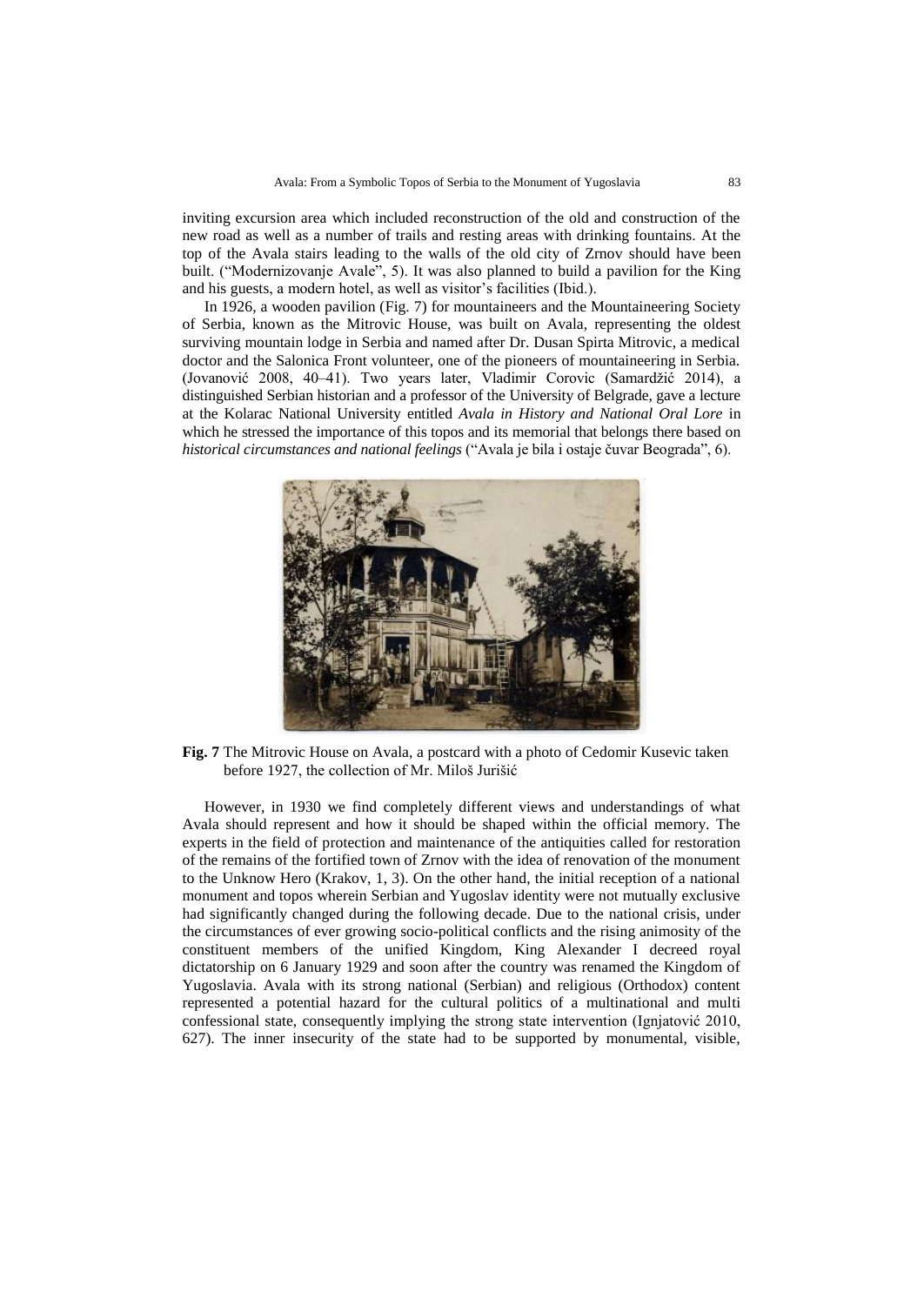inviting excursion area which included reconstruction of the old and construction of the new road as well as a number of trails and resting areas with drinking fountains. At the top of the Avala stairs leading to the walls of the old city of Zrnov should have been built. ("Modernizovanje Avale", 5). It was also planned to build a pavilion for the King and his guests, a modern hotel, as well as visitor's facilities (Ibid.).

In 1926, a wooden pavilion (Fig. 7) for mountaineers and the Mountaineering Society of Serbia, known as the Mitrovic House, was built on Avala, representing the oldest surviving mountain lodge in Serbia and named after Dr. Dusan Spirta Mitrovic, a medical doctor and the Salonica Front volunteer, one of the pioneers of mountaineering in Serbia. (Jovanović 2008, 40–41). Two years later, Vladimir Corovic (Samardžić 2014), a distinguished Serbian historian and a professor of the University of Belgrade, gave a lecture at the Kolarac National University entitled *Avala in History and National Oral Lore* in which he stressed the importance of this topos and its memorial that belongs there based on *historical circumstances and national feelings* ("Avala je bila i ostaje čuvar Beograda", 6).

**Fig. 7** The Mitrovic House on Avala, a postcard with a photo of Cedomir Kusevic taken before 1927, the collection of Mr. Miloš Jurišić

However, in 1930 we find completely different views and understandings of what Avala should represent and how it should be shaped within the official memory. The experts in the field of protection and maintenance of the antiquities called for restoration of the remains of the fortified town of Zrnov with the idea of renovation of the monument to the Unknow Hero (Krakov, 1, 3). On the other hand, the initial reception of a national monument and topos wherein Serbian and Yugoslav identity were not mutually exclusive had significantly changed during the following decade. Due to the national crisis, under the circumstances of ever growing socio-political conflicts and the rising animosity of the constituent members of the unified Kingdom, King Alexander I decreed royal dictatorship on 6 January 1929 and soon after the country was renamed the Kingdom of Yugoslavia. Avala with its strong national (Serbian) and religious (Orthodox) content represented a potential hazard for the cultural politics of a multinational and multi confessional state, consequently implying the strong state intervention (Ignjatović 2010, 627). The inner insecurity of the state had to be supported by monumental, visible,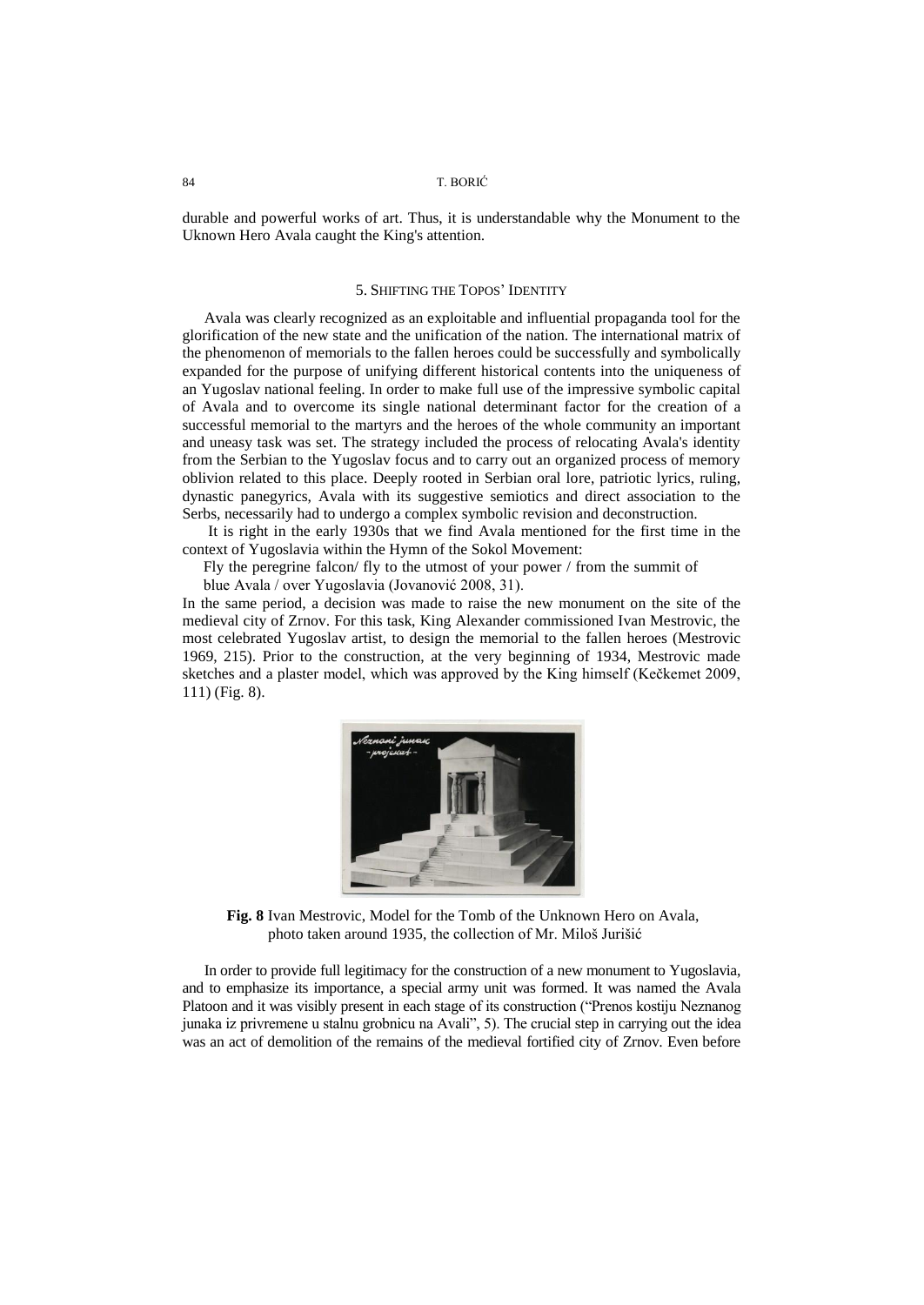durable and powerful works of art. Thus, it is understandable why the Monument to the Uknown Hero Avala caught the King's attention.

## 5. Shifting the Topos' Identity

Avala was clearly recognized as an exploitable and influential propaganda tool for the glorification of the new state and the unification of the nation. The international matrix of the phenomenon of memorials to the fallen heroes could be successfully and symbolically expanded for the purpose of unifying different historical contents into the uniqueness of an Yugoslav national feeling. In order to make full use of the impressive symbolic capital of Avala and to overcome its single national determinant factor for the creation of a successful memorial to the martyrs and the heroes of the whole community an important and uneasy task was set. The strategy included the process of relocating Avala's identity from the Serbian to the Yugoslav focus and to carry out an organized process of memory oblivion related to this place. Deeply rooted in Serbian oral lore, patriotic lyrics, ruling, dynastic panegyrics, Avala with its suggestive semiotics and direct association to the Serbs, necessarily had to undergo a complex symbolic revision and deconstruction.

It is right in the early 1930s that we find Avala mentioned for the first time in the context of Yugoslavia within the Hymn of the Sokol Movement:

Fly the peregrine falcon/ fly to the utmost of your power / from the summit of blue Avala / over Yugoslavia (Jovanović 2008, 31).

In the same period, a decision was made to raise the new monument on the site of the medieval city of Zrnov. For this task, King Alexander commissioned Ivan Mestrovic, the most celebrated Yugoslav artist, to design the memorial to the fallen heroes (Mestrovic 1969, 215). Prior to the construction, at the very beginning of 1934, Mestrovic made sketches and a plaster model, which was approved by the King himself (Kečkemet 2009, 111) (Fig. 8).

**Fig. 8** Ivan Mestrovic, Model for the Tomb of the Unknown Hero on Avala, photo taken around 1935, the collection of Mr. Miloš Jurišić

In order to provide full legitimacy for the construction of a new monument to Yugoslavia, and to emphasize its importance, a special army unit was formed. It was named the Avala Platoon and it was visibly present in each stage of its construction ("Prenos kostiju Neznanog junaka iz privremene u stalnu grobnicu na Avali", 5). The crucial step in carrying out the idea was an act of demolition of the remains of the medieval fortified city of Zrnov. Even before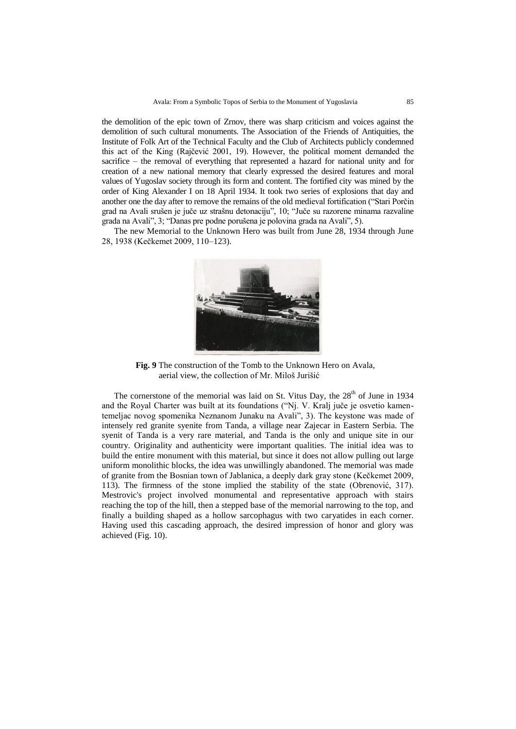the demolition of the epic town of Zrnov, there was sharp criticism and voices against the demolition of such cultural monuments. The Association of the Friends of Antiquities, the Institute of Folk Art of the Technical Faculty and the Club of Architects publicly condemned this act of the King (Rajčević 2001, 19). However, the political moment demanded the sacrifice – the removal of everything that represented a hazard for national unity and for creation of a new national memory that clearly expressed the desired features and moral values of Yugoslav society through its form and content. The fortified city was mined by the order of King Alexander I on 18 April 1934. It took two series of explosions that day and another one the day after to remove the remains of the old medieval fortification ("Stari Porčin grad na Avali srušen je juče uz strašnu detonaciju", 10; "Juče su razorene minama razvaline grada na Avali", 3; "Danas pre podne porušena je polovina grada na Avali", 5).

The new Memorial to the Unknown Hero was built from June 28, 1934 through June 28, 1938 (Kečkemet 2009, 110–123).

**Fig. 9** The construction of the Tomb to the Unknown Hero on Avala, aerial view, the collection of Mr. Miloš Jurišić

The cornerstone of the memorial was laid on St. Vitus Day, the 28th of June in 1934 and the Royal Charter was built at its foundations ("Nj. V. Kralj juče je osvetio kamen-temeljac novog spomenika Neznanom Junaku na Avali", 3). The keystone was made of intensely red granite syenite from Tanda, a village near Zajecar in Eastern Serbia. The syenit of Tanda is a very rare material, and Tanda is the only and unique site in our country. Originality and authenticity were important qualities. The initial idea was to build the entire monument with this material, but since it does not allow pulling out large uniform monolithic blocks, the idea was unwillingly abandoned. The memorial was made of granite from the Bosnian town of Jablanica, a deeply dark gray stone (Kečkemet 2009, 113). The firmness of the stone implied the stability of the state (Obrenović, 317). Mestrovic's project involved monumental and representative approach with stairs reaching the top of the hill, then a stepped base of the memorial narrowing to the top, and finally a building shaped as a hollow sarcophagus with two caryatides in each corner. Having used this cascading approach, the desired impression of honor and glory was achieved (Fig. 10).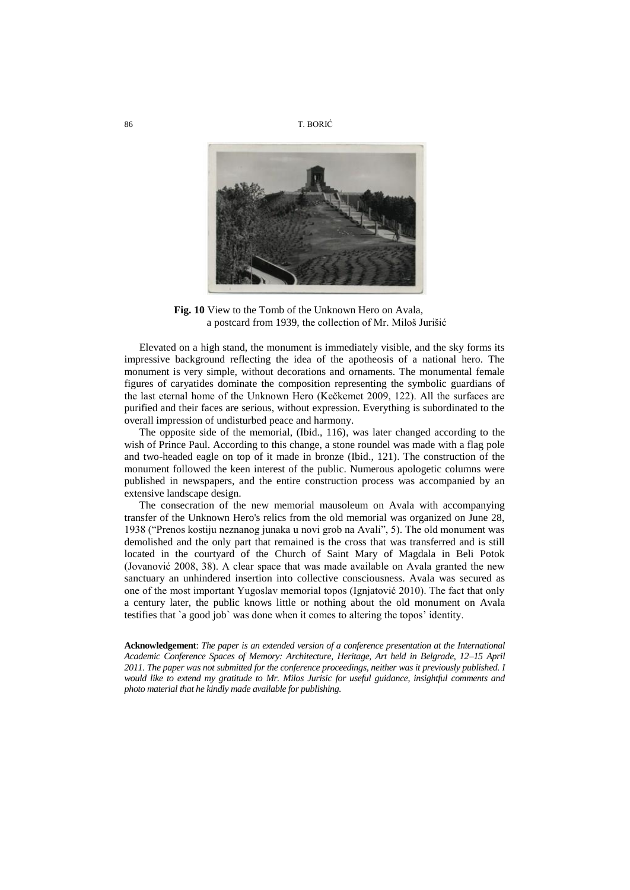**Fig. 10** View to the Tomb of the Unknown Hero on Avala, a postcard from 1939, the collection of Mr. Miloš Jurišić

Elevated on a high stand, the monument is immediately visible, and the sky forms its impressive background reflecting the idea of the apotheosis of a national hero. The monument is very simple, without decorations and ornaments. The monumental female figures of caryatides dominate the composition representing the symbolic guardians of the last eternal home of the Unknown Hero (Kečkemet 2009, 122). All the surfaces are purified and their faces are serious, without expression. Everything is subordinated to the overall impression of undisturbed peace and harmony.

The opposite side of the memorial, (Ibid., 116), was later changed according to the wish of Prince Paul. According to this change, a stone roundel was made with a flag pole and two-headed eagle on top of it made in bronze (Ibid., 121). The construction of the monument followed the keen interest of the public. Numerous apologetic columns were published in newspapers, and the entire construction process was accompanied by an extensive landscape design.

The consecration of the new memorial mausoleum on Avala with accompanying transfer of the Unknown Hero's relics from the old memorial was organized on June 28, 1938 ("Prenos kostiju neznanog junaka u novi grob na Avali", 5). The old monument was demolished and the only part that remained is the cross that was transferred and is still located in the courtyard of the Church of Saint Mary of Magdala in Beli Potok (Jovanović 2008, 38). A clear space that was made available on Avala granted the new sanctuary an unhindered insertion into collective consciousness. Avala was secured as one of the most important Yugoslav memorial topos (Ignjatović 2010). The fact that only a century later, the public knows little or nothing about the old monument on Avala testifies that `a good job` was done when it comes to altering the topos' identity.

**Acknowledgement**: *The paper is an extended version of a conference presentation at the International Academic Conference Spaces of Memory: Architecture, Heritage, Art held in Belgrade, 12–15 April 2011. The paper was not submitted for the conference proceedings, neither was it previously published. I would like to extend my gratitude to Mr. Milos Jurisic for useful guidance, insightful comments and photo material that he kindly made available for publishing.*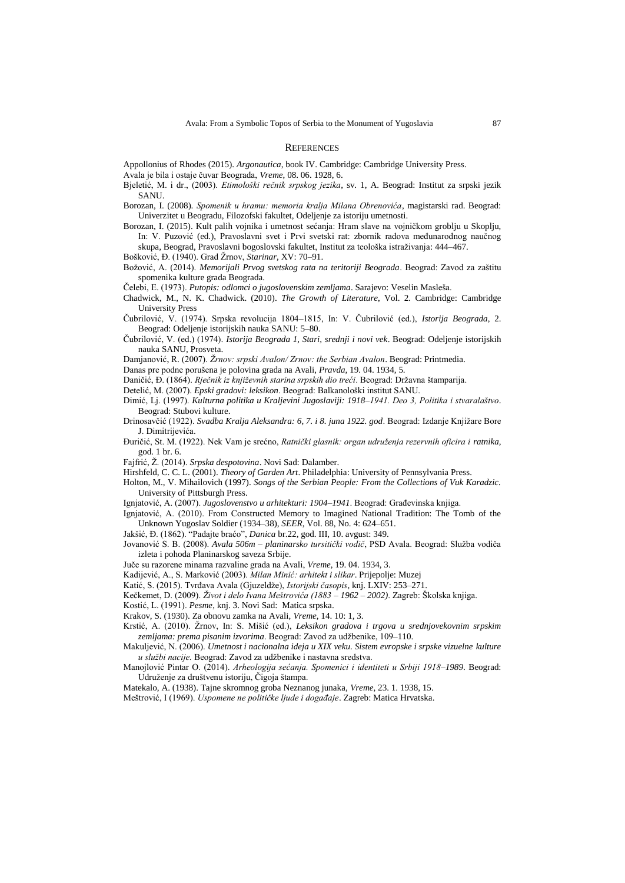## REFERENCES

Appollonius of Rhodes (2015). *Argonautica*, book IV. Cambridge: Cambridge University Press.

Avala je bila i ostaje čuvar Beograda, *Vreme*, 08. 06. 1928, 6.

Bjeletić, M. i dr., (2003). *Etimološki rečnik srpskog jezika*, sv. 1, A. Beograd: Institut za srpski jezik SANU.

Borozan, I. (2008). *Spomenik u hramu: memoria kralja Milana Obrenovića*, magistarski rad. Beograd: Univerzitet u Beogradu, Filozofski fakultet, Odeljenje za istoriju umetnosti.

Borozan, I. (2015). Kult palih vojnika i umetnost sećanja: Hram slave na vojničkom groblju u Skoplju, In: V. Puzović (ed.), Pravoslavni svet i Prvi svetski rat: zbornik radova međunarodnog naučnog skupa, Beograd, Pravoslavni bogoslovski fakultet, Institut za teološka istraživanja: 444–467.

Bošković, Đ. (1940). Grad Žrnov, *Starinar*, XV: 70–91.

Božović, A. (2014). *Memorijali Prvog svetskog rata na teritoriji Beograda*. Beograd: Zavod za zaštitu spomenika kulture grada Beograda.

Čelebi, E. (1973). *Putopis: odlomci o jugoslovenskim zemljama*. Sarajevo: Veselin Masleša.

Chadwick, M., N. K. Chadwick. (2010). *The Growth of Literature*, Vol. 2. Cambridge: Cambridge University Press

Čubrilović, V. (1974). Srpska revolucija 1804–1815, In: V. Čubrilović (ed.), *Istorija Beograda*, 2. Beograd: Odeljenje istorijskih nauka SANU: 5–80.

Čubrilović, V. (ed.) (1974). *Istorija Beograda 1, Stari, srednji i novi vek*. Beograd: Odeljenje istorijskih nauka SANU, Prosveta.

Damjanović, R. (2007). *Žrnov: srpski Avalon/ Zrnov: the Serbian Avalon*. Beograd: Printmedia.

Danas pre podne porušena je polovina grada na Avali, *Pravda*, 19. 04. 1934, 5.

Daničić, Đ. (1864). *Rječnik iz književnih starina srpskih dio treći*. Beograd: Državna štamparija.

Detelić, M. (2007). *Epski gradovi: leksikon*. Beograd: Balkanološki institut SANU.

Dimić, Lj. (1997). *Kulturna politika u Kraljevini Jugoslaviji: 1918–1941. Deo 3, Politika i stvaralaštvo*. Beograd: Stubovi kulture.

Drinosavčić (1922). *Svadba Kralja Aleksandra: 6, 7. i 8. juna 1922. god*. Beograd: Izdanje Knjižare Bore J. Dimitrijevića.

Đuričić, St. M. (1922). Nek Vam je srećno, *Ratnički glasnik: organ udruženja rezervnih oficira i ratnika*, god. 1 br. 6.

Fajfrić, Ž. (2014). *Srpska despotovina*. Novi Sad: Dalamber.

Hirshfeld, C. C. L. (2001). *Theory of Garden Art*. Philadelphia: University of Pennsylvania Press.

Holton, M., V. Mihailovich (1997). *Songs of the Serbian People: From the Collections of Vuk Karadzic*. University of Pittsburgh Press.

Ignjatović, A. (2007). *Jugoslovenstvo u arhitekturi: 1904–1941*. Beograd: Građevinska knjiga.

Ignjatović, A. (2010). From Constructed Memory to Imagined National Tradition: The Tomb of the Unknown Yugoslav Soldier (1934–38), *SEER*, Vol. 88, No. 4: 624–651.

Jakšić, Đ. (1862). "Padajte braćo", *Danica* br.22, god. III, 10. avgust: 349.

Jovanović S. B. (2008). *Avala 506m – planinarsko tursitički vodič*, PSD Avala. Beograd: Služba vodiča izleta i pohoda Planinarskog saveza Srbije.

Juče su razorene minama razvaline grada na Avali, *Vreme*, 19. 04. 1934, 3.

Kadijević, A., S. Marković (2003). *Milan Minić: arhitekt i slikar*. Prijepolje: Muzej

Katić, S. (2015). Tvrđava Avala (Gjuzeldže), *Istorijski časopis*, knj. LXIV: 253–271.

Kečkemet, D. (2009). *Život i delo Ivana Meštrovića (1883 – 1962 – 2002)*. Zagreb: Školska knjiga.

Kostić, L. (1991). *Pesme*, knj. 3. Novi Sad: Matica srpska.

Krakov, S. (1930). Za obnovu zamka na Avali, *Vreme*, 14. 10: 1, 3.

Krstić, A. (2010). Žrnov, In: S. Mišić (ed.), *Leksikon gradova i trgova u srednjovekovnim srpskim zemljama: prema pisanim izvorima*. Beograd: Zavod za udžbenike, 109–110.

Makuljević, N. (2006). *Umetnost i nacionalna ideja u XIX veku. Sistem evropske i srpske vizuelne kulture u službi nacije.* Beograd: Zavod za udžbenike i nastavna sredstva.

Manojlović Pintar O. (2014). *Arheologija sećanja. Spomenici i identiteti u Srbiji 1918–1989*. Beograd: Udruženje za društvenu istoriju, Čigoja štampa.

Matekalo, A. (1938). Tajne skromnog groba Neznanog junaka, *Vreme*, 23. 1. 1938, 15.

Meštrović, I (1969). *Uspomene ne političke ljude i događaje*. Zagreb: Matica Hrvatska.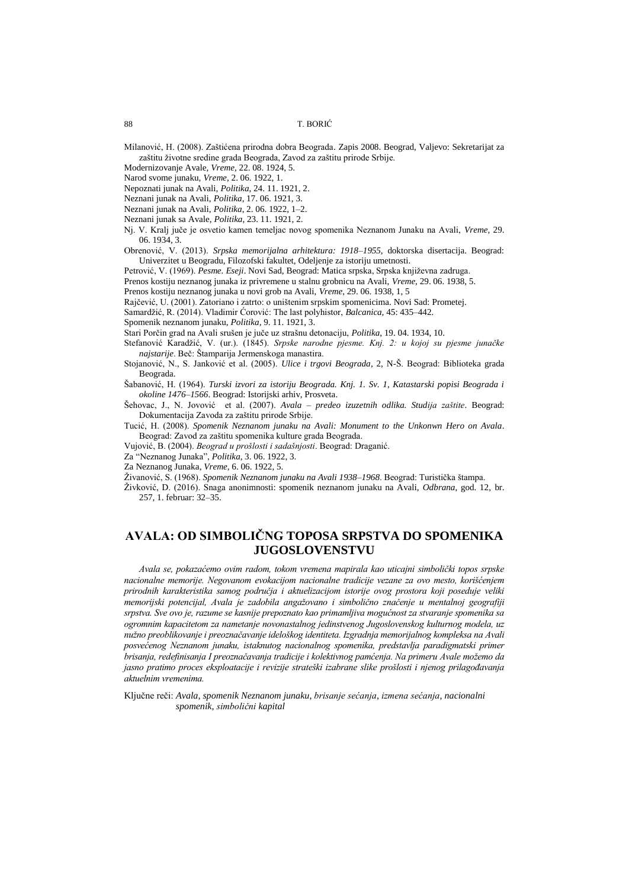Milanović, H. (2008). Zaštićena prirodna dobra Beograda. Zapis 2008. Beograd, Valjevo: Sekretarijat za zaštitu životne sredine grada Beograda, Zavod za zaštitu prirode Srbije.

Modernizovanje Avale, *Vreme*, 22. 08. 1924, 5.

Narod svome junaku, *Vreme*, 2. 06. 1922, 1.

Nepoznati junak na Avali, *Politika*, 24. 11. 1921, 2.

Neznani junak na Avali, *Politika*, 17. 06. 1921, 3.

Neznani junak na Avali, *Politika*, 2. 06. 1922, 1–2.

Neznani junak sa Avale, *Politika*, 23. 11. 1921, 2.

Nj. V. Kralj juče je osvetio kamen temeljac novog spomenika Neznanom Junaku na Avali, *Vreme*, 29. 06. 1934, 3.

Obrenović, V. (2013). *Srpska memorijalna arhitektura: 1918–1955*, doktorska disertacija. Beograd: Univerzitet u Beogradu, Filozofski fakultet, Odeljenje za istoriju umetnosti.

Petrović, V. (1969). *Pesme. Eseji*. Novi Sad, Beograd: Matica srpska, Srpska književna zadruga.

Prenos kostiju neznanog junaka iz privremene u stalnu grobnicu na Avali, *Vreme*, 29. 06. 1938, 5.

Prenos kostiju neznanog junaka u novi grob na Avali, *Vreme*, 29. 06. 1938, 1, 5

Rajčević, U. (2001). Zatoriano i zatrto: o uništenim srpskim spomenicima. Novi Sad: Prometej.

Samardžić, R. (2014). Vladimir Ćorović: The last polyhistor, *Balcanica*, 45: 435–442.

Spomenik neznanom junaku, *Politika*, 9. 11. 1921, 3.

Stari Porčin grad na Avali srušen je juče uz strašnu detonaciju, *Politika*, 19. 04. 1934, 10.

Stefanović Karadžić, V. (ur.). (1845). *Srpske narodne pjesme. Knj. 2: u kojoj su pjesme junačke najstarije*. Beč: Štamparija Jermenskoga manastira.

Stojanović, N., S. Janković et al. (2005). *Ulice i trgovi Beograda*, 2, N-Š. Beograd: Biblioteka grada Beograda.

Šabanović, H. (1964). *Turski izvori za istoriju Beograda. Knj. 1. Sv. 1, Katastarski popisi Beograda i okoline 1476–1566*. Beograd: Istorijski arhiv, Prosveta.

Šehovac, J., N. Jovović et al. (2007). *Avala – predeo izuzetnih odlika. Studija zaštite*. Beograd: Dokumentacija Zavoda za zaštitu prirode Srbije.

Tucić, H. (2008). *Spomenik Neznanom junaku na Avali: Monument to the Unkonwn Hero on Avala*. Beograd: Zavod za zaštitu spomenika kulture grada Beograda.

Vujović, B. (2004). *Beograd u prošlosti i sadašnjosti*. Beograd: Draganić.

Za "Neznanog Junaka", *Politika*, 3. 06. 1922, 3.

Za Neznanog Junaka, *Vreme*, 6. 06. 1922, 5.

Živanović, S. (1968). *Spomenik Neznanom junaku na Avali 1938–1968*. Beograd: Turistička štampa.

Živković, D. (2016). Snaga anonimnosti: spomenik neznanom junaku na Avali, *Odbrana*, god. 12, br. 257, 1. februar: 32–35.

# AVALA: OD SIMBOLIČNG TOPOSA SRPSTVA DO SPOMENIKA JUGOSLOVENSTVU

*Avala se, pokazaćemo ovim radom, tokom vremena mapirala kao uticajni simbolički topos srpske nacionalne memorije. Negovanom evokacijom nacionalne tradicije vezane za ovo mesto, korišćenjem prirodnih karakteristika samog područja i aktuelizacijom istorije ovog prostora koji poseduje veliki memorijski potencijal, Avala je zadobila angažovano i simbolično značenje u mentalnoj geografiji srpstva. Sve ovo je, razume se kasnije prepoznato kao primamljiva mogućnost za stvaranje spomenika sa ogromnim kapacitetom za nametanje novonastalnog jedinstvenog Jugoslovenskog kulturnog modela, uz nužno preoblikovanje i preoznačavanje idelološkog identiteta. Izgradnja memorijalnog kompleksa na Avali posvećenog Neznanom junaku, istaknutog nacionalnog spomenika, predstavlja paradigmatski primer brisanja, redefinisanja I preoznačavanja tradicije i kolektivnog pamćenja. Na primeru Avale možemo da jasno pratimo proces eksploatacije i revizije strateški izabrane slike prošlosti i njenog prilagođavanja aktuelnim vremenima.*

Ključne reči: *Avala, spomenik Neznanom junaku, brisanje sećanja, izmena sećanja, nacionalni spomenik, simbolični kapital*